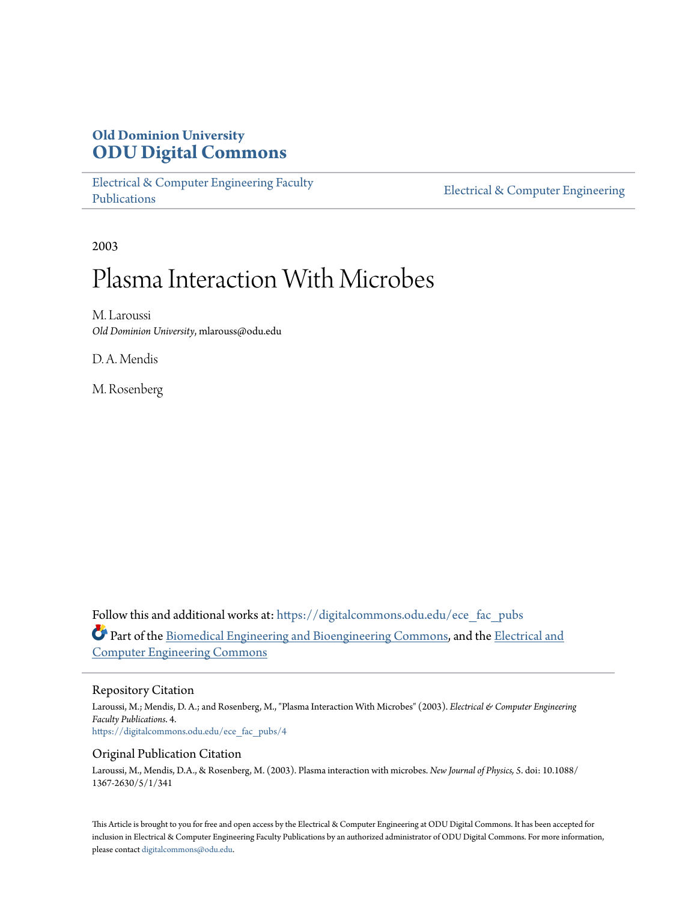**Old Dominion University**
## ODU Digital Commons

Electrical & Computer Engineering Faculty Publications

Electrical & Computer Engineering

2003

# Plasma Interaction With Microbes

M. Laroussi
*Old Dominion University*, mlarouss@odu.edu

D. A. Mendis

M. Rosenberg

Follow this and additional works at: https://digitalcommons.odu.edu/ece_fac_pubs

Part of the Biomedical Engineering and Bioengineering Commons, and the Electrical and Computer Engineering Commons

### Repository Citation

Laroussi, M.; Mendis, D. A.; and Rosenberg, M., "Plasma Interaction With Microbes" (2003). *Electrical & Computer Engineering Faculty Publications*. 4.
https://digitalcommons.odu.edu/ece_fac_pubs/4

### Original Publication Citation

Laroussi, M., Mendis, D.A., & Rosenberg, M. (2003). Plasma interaction with microbes. *New Journal of Physics, 5*. doi: 10.1088/1367-2630/5/1/341

This Article is brought to you for free and open access by the Electrical & Computer Engineering at ODU Digital Commons. It has been accepted for inclusion in Electrical & Computer Engineering Faculty Publications by an authorized administrator of ODU Digital Commons. For more information, please contact digitalcommons@odu.edu.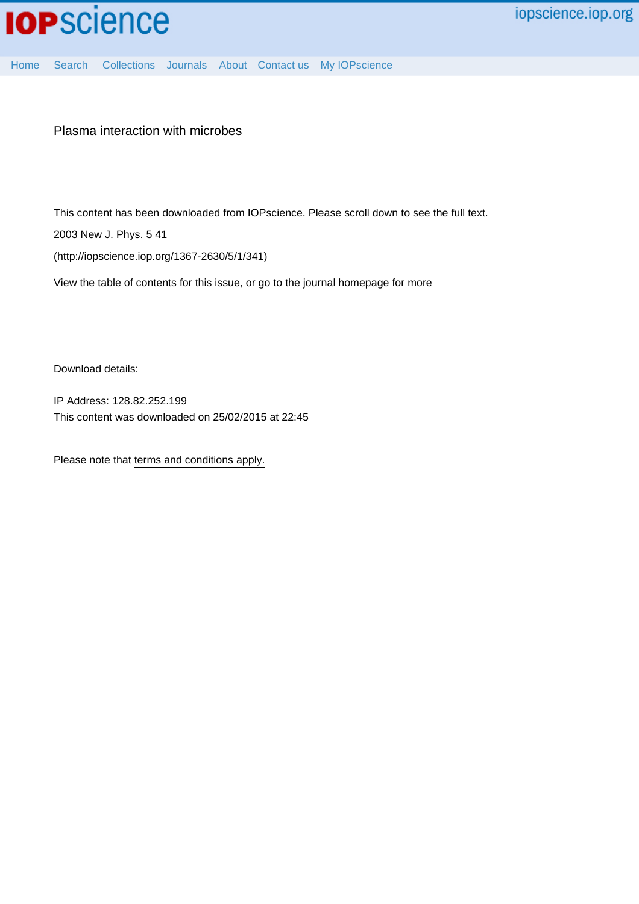Plasma interaction with microbes

This content has been downloaded from IOPscience. Please scroll down to see the full text.

2003 New J. Phys. 5 41

(http://iopscience.iop.org/1367-2630/5/1/341)

View the table of contents for this issue, or go to the journal homepage for more

Download details:

IP Address: 128.82.252.199

This content was downloaded on 25/02/2015 at 22:45

Please note that terms and conditions apply.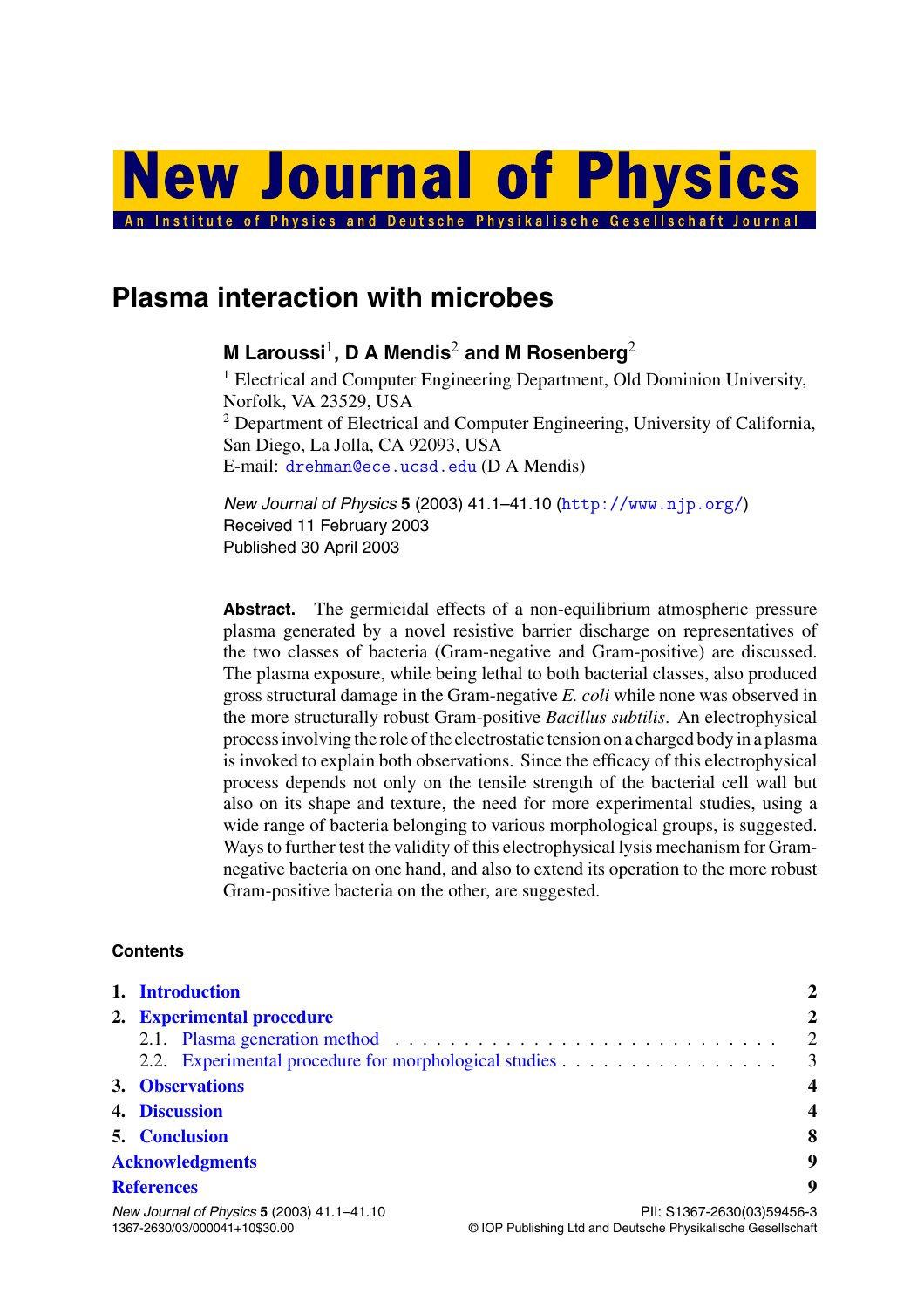# New Journal of Physics

An Institute of Physics and Deutsche Physikalische Gesellschaft Journal

# Plasma interaction with microbes

**M Laroussi[1], D A Mendis[2] and M Rosenberg[2]**

[1] Electrical and Computer Engineering Department, Old Dominion University, Norfolk, VA 23529, USA

[2] Department of Electrical and Computer Engineering, University of California, San Diego, La Jolla, CA 92093, USA

E-mail: drehman@ece.ucsd.edu (D A Mendis)

*New Journal of Physics* **5** (2003) 41.1–41.10 (http://www.njp.org/)

Received 11 February 2003

Published 30 April 2003

**Abstract.** The germicidal effects of a non-equilibrium atmospheric pressure plasma generated by a novel resistive barrier discharge on representatives of the two classes of bacteria (Gram-negative and Gram-positive) are discussed. The plasma exposure, while being lethal to both bacterial classes, also produced gross structural damage in the Gram-negative *E. coli* while none was observed in the more structurally robust Gram-positive *Bacillus subtilis*. An electrophysical process involving the role of the electrostatic tension on a charged body in a plasma is invoked to explain both observations. Since the efficacy of this electrophysical process depends not only on the tensile strength of the bacterial cell wall but also on its shape and texture, the need for more experimental studies, using a wide range of bacteria belonging to various morphological groups, is suggested. Ways to further test the validity of this electrophysical lysis mechanism for Gram-negative bacteria on one hand, and also to extend its operation to the more robust Gram-positive bacteria on the other, are suggested.

## Contents

| | | |
|---|---|---|
| **1.** | **Introduction** | **2** |
| **2.** | **Experimental procedure** | **2** |
| | 2.1. Plasma generation method | 2 |
| | 2.2. Experimental procedure for morphological studies | 3 |
| **3.** | **Observations** | **4** |
| **4.** | **Discussion** | **4** |
| **5.** | **Conclusion** | **8** |
| | **Acknowledgments** | **9** |
| | **References** | **9** |

PII: S1367-2630(03)59456-3

1367-2630/03/000041+10$30.00 © IOP Publishing Ltd and Deutsche Physikalische Gesellschaft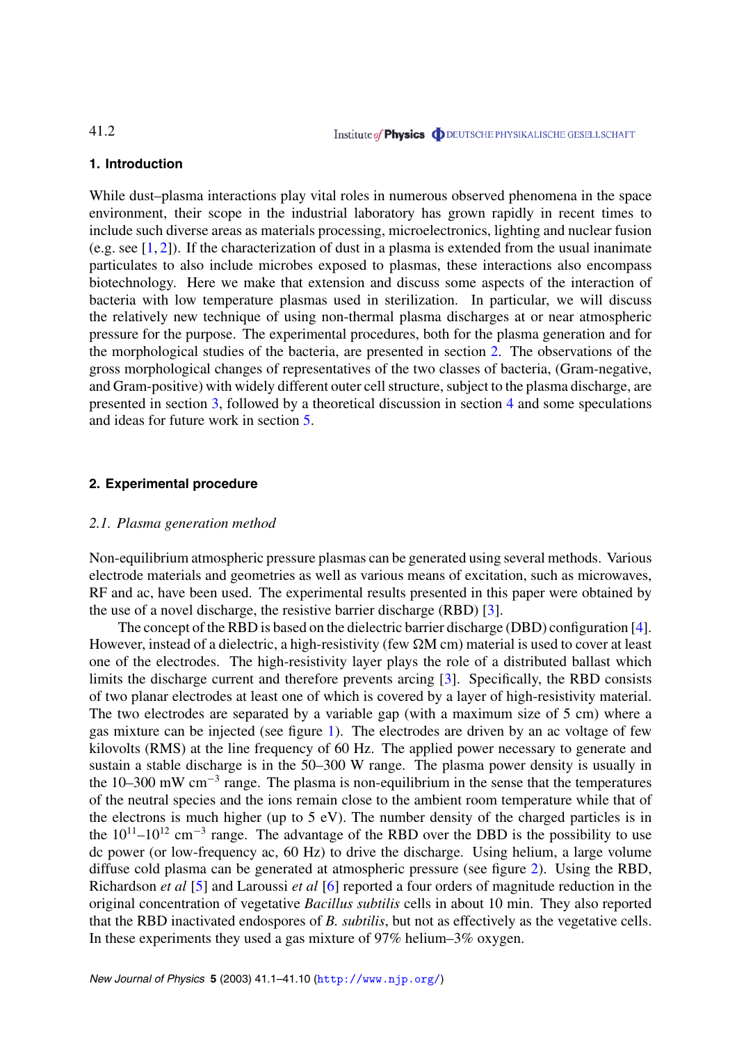## 1. Introduction

While dust–plasma interactions play vital roles in numerous observed phenomena in the space environment, their scope in the industrial laboratory has grown rapidly in recent times to include such diverse areas as materials processing, microelectronics, lighting and nuclear fusion (e.g. see [1, 2]). If the characterization of dust in a plasma is extended from the usual inanimate particulates to also include microbes exposed to plasmas, these interactions also encompass biotechnology. Here we make that extension and discuss some aspects of the interaction of bacteria with low temperature plasmas used in sterilization. In particular, we will discuss the relatively new technique of using non-thermal plasma discharges at or near atmospheric pressure for the purpose. The experimental procedures, both for the plasma generation and for the morphological studies of the bacteria, are presented in section 2. The observations of the gross morphological changes of representatives of the two classes of bacteria, (Gram-negative, and Gram-positive) with widely different outer cell structure, subject to the plasma discharge, are presented in section 3, followed by a theoretical discussion in section 4 and some speculations and ideas for future work in section 5.

## 2. Experimental procedure

### *2.1. Plasma generation method*

Non-equilibrium atmospheric pressure plasmas can be generated using several methods. Various electrode materials and geometries as well as various means of excitation, such as microwaves, RF and ac, have been used. The experimental results presented in this paper were obtained by the use of a novel discharge, the resistive barrier discharge (RBD) [3].

The concept of the RBD is based on the dielectric barrier discharge (DBD) configuration [4]. However, instead of a dielectric, a high-resistivity (few ΩM cm) material is used to cover at least one of the electrodes. The high-resistivity layer plays the role of a distributed ballast which limits the discharge current and therefore prevents arcing [3]. Specifically, the RBD consists of two planar electrodes at least one of which is covered by a layer of high-resistivity material. The two electrodes are separated by a variable gap (with a maximum size of 5 cm) where a gas mixture can be injected (see figure 1). The electrodes are driven by an ac voltage of few kilovolts (RMS) at the line frequency of 60 Hz. The applied power necessary to generate and sustain a stable discharge is in the 50–300 W range. The plasma power density is usually in the 10–300 mW $cm^{-3}$ range. The plasma is non-equilibrium in the sense that the temperatures of the neutral species and the ions remain close to the ambient room temperature while that of the electrons is much higher (up to 5 eV). The number density of the charged particles is in the $10^{11}$–$10^{12}$ $cm^{-3}$ range. The advantage of the RBD over the DBD is the possibility to use dc power (or low-frequency ac, 60 Hz) to drive the discharge. Using helium, a large volume diffuse cold plasma can be generated at atmospheric pressure (see figure 2). Using the RBD, Richardson *et al* [5] and Laroussi *et al* [6] reported a four orders of magnitude reduction in the original concentration of vegetative *Bacillus subtilis* cells in about 10 min. They also reported that the RBD inactivated endospores of *B. subtilis*, but not as effectively as the vegetative cells. In these experiments they used a gas mixture of 97% helium–3% oxygen.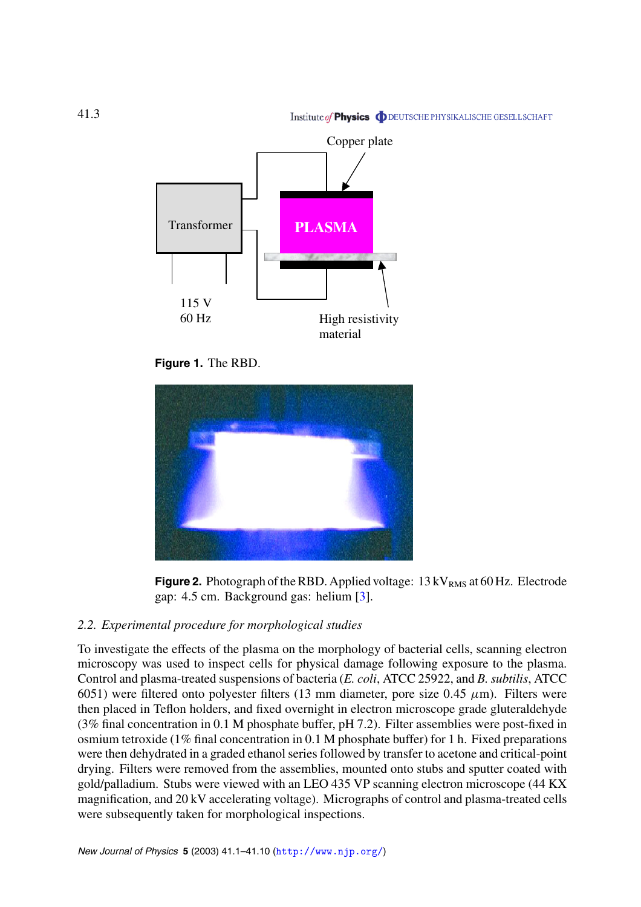Figure 1. The RBD.

Figure 2. Photograph of the RBD. Applied voltage: 13 $kV_{RMS}$ at 60 Hz. Electrode gap: 4.5 cm. Background gas: helium [3].

### 2.2. Experimental procedure for morphological studies

To investigate the effects of the plasma on the morphology of bacterial cells, scanning electron microscopy was used to inspect cells for physical damage following exposure to the plasma. Control and plasma-treated suspensions of bacteria (*E. coli*, ATCC 25922, and *B. subtilis*, ATCC 6051) were filtered onto polyester filters (13 mm diameter, pore size 0.45 $\mu$m). Filters were then placed in Teflon holders, and fixed overnight in electron microscope grade gluteraldehyde (3% final concentration in 0.1 M phosphate buffer, pH 7.2). Filter assemblies were post-fixed in osmium tetroxide (1% final concentration in 0.1 M phosphate buffer) for 1 h. Fixed preparations were then dehydrated in a graded ethanol series followed by transfer to acetone and critical-point drying. Filters were removed from the assemblies, mounted onto stubs and sputter coated with gold/palladium. Stubs were viewed with an LEO 435 VP scanning electron microscope (44 KX magnification, and 20 kV accelerating voltage). Micrographs of control and plasma-treated cells were subsequently taken for morphological inspections.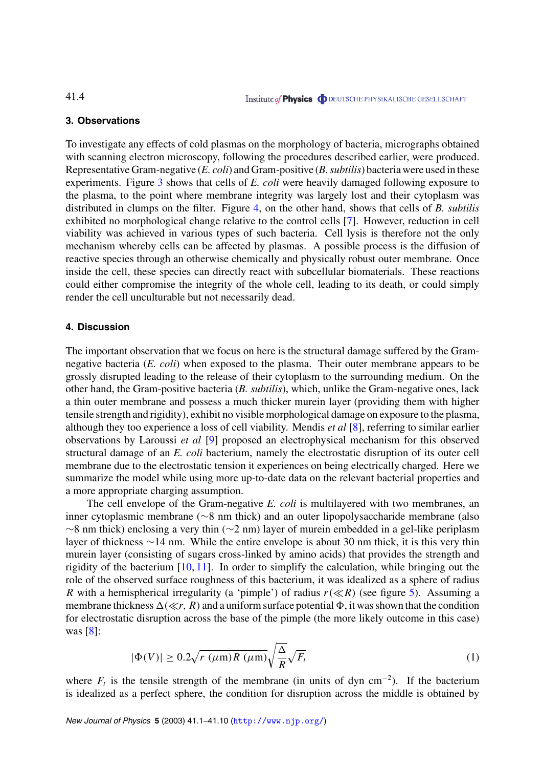## 3. Observations

To investigate any effects of cold plasmas on the morphology of bacteria, micrographs obtained with scanning electron microscopy, following the procedures described earlier, were produced. Representative Gram-negative (*E. coli*) and Gram-positive (*B. subtilis*) bacteria were used in these experiments. Figure 3 shows that cells of *E. coli* were heavily damaged following exposure to the plasma, to the point where membrane integrity was largely lost and their cytoplasm was distributed in clumps on the filter. Figure 4, on the other hand, shows that cells of *B. subtilis* exhibited no morphological change relative to the control cells [7]. However, reduction in cell viability was achieved in various types of such bacteria. Cell lysis is therefore not the only mechanism whereby cells can be affected by plasmas. A possible process is the diffusion of reactive species through an otherwise chemically and physically robust outer membrane. Once inside the cell, these species can directly react with subcellular biomaterials. These reactions could either compromise the integrity of the whole cell, leading to its death, or could simply render the cell unculturable but not necessarily dead.

## 4. Discussion

The important observation that we focus on here is the structural damage suffered by the Gram-negative bacteria (*E. coli*) when exposed to the plasma. Their outer membrane appears to be grossly disrupted leading to the release of their cytoplasm to the surrounding medium. On the other hand, the Gram-positive bacteria (*B. subtilis*), which, unlike the Gram-negative ones, lack a thin outer membrane and possess a much thicker murein layer (providing them with higher tensile strength and rigidity), exhibit no visible morphological damage on exposure to the plasma, although they too experience a loss of cell viability. Mendis *et al* [8], referring to similar earlier observations by Laroussi *et al* [9] proposed an electrophysical mechanism for this observed structural damage of an *E. coli* bacterium, namely the electrostatic disruption of its outer cell membrane due to the electrostatic tension it experiences on being electrically charged. Here we summarize the model while using more up-to-date data on the relevant bacterial properties and a more appropriate charging assumption.

The cell envelope of the Gram-negative *E. coli* is multilayered with two membranes, an inner cytoplasmic membrane (~8 nm thick) and an outer lipopolysaccharide membrane (also ~8 nm thick) enclosing a very thin (~2 nm) layer of murein embedded in a gel-like periplasm layer of thickness ~14 nm. While the entire envelope is about 30 nm thick, it is this very thin murein layer (consisting of sugars cross-linked by amino acids) that provides the strength and rigidity of the bacterium [10, 11]. In order to simplify the calculation, while bringing out the role of the observed surface roughness of this bacterium, it was idealized as a sphere of radius $R$ with a hemispherical irregularity (a 'pimple') of radius $r(\ll R)$ (see figure 5). Assuming a membrane thickness $\Delta(\ll r, R)$ and a uniform surface potential $\Phi$, it was shown that the condition for electrostatic disruption across the base of the pimple (the more likely outcome in this case) was [8]:

$$|\Phi(V)| \geq 0.2\sqrt{r\ (\mu\mathrm{m}) R\ (\mu\mathrm{m})}\sqrt{\frac{\Delta}{R}}\sqrt{F_t} \tag{1}$$

where $F_t$ is the tensile strength of the membrane (in units of dyn cm$^{-2}$). If the bacterium is idealized as a perfect sphere, the condition for disruption across the middle is obtained by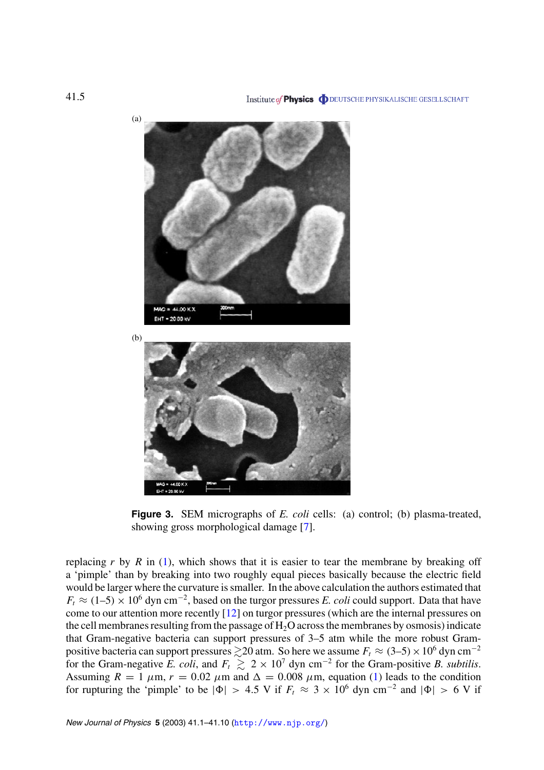(a)

(b)

**Figure 3.** SEM micrographs of *E. coli* cells: (a) control; (b) plasma-treated, showing gross morphological damage [7].

replacing $r$ by $R$ in (1), which shows that it is easier to tear the membrane by breaking off a 'pimple' than by breaking into two roughly equal pieces basically because the electric field would be larger where the curvature is smaller. In the above calculation the authors estimated that $F_t \approx (1\text{–}5) \times 10^6$ dyn cm$^{-2}$, based on the turgor pressures *E. coli* could support. Data that have come to our attention more recently [12] on turgor pressures (which are the internal pressures on the cell membranes resulting from the passage of $H_2O$ across the membranes by osmosis) indicate that Gram-negative bacteria can support pressures of 3–5 atm while the more robust Gram-positive bacteria can support pressures $\gtrsim$20 atm. So here we assume $F_t \approx (3\text{–}5) \times 10^6$ dyn cm$^{-2}$ for the Gram-negative *E. coli*, and $F_t \gtrsim 2 \times 10^7$ dyn cm$^{-2}$ for the Gram-positive *B. subtilis*. Assuming $R = 1$ $\mu$m, $r = 0.02$ $\mu$m and $\Delta = 0.008$ $\mu$m, equation (1) leads to the condition for rupturing the 'pimple' to be $|\Phi| > 4.5$ V if $F_t \approx 3 \times 10^6$ dyn cm$^{-2}$ and $|\Phi| > 6$ V if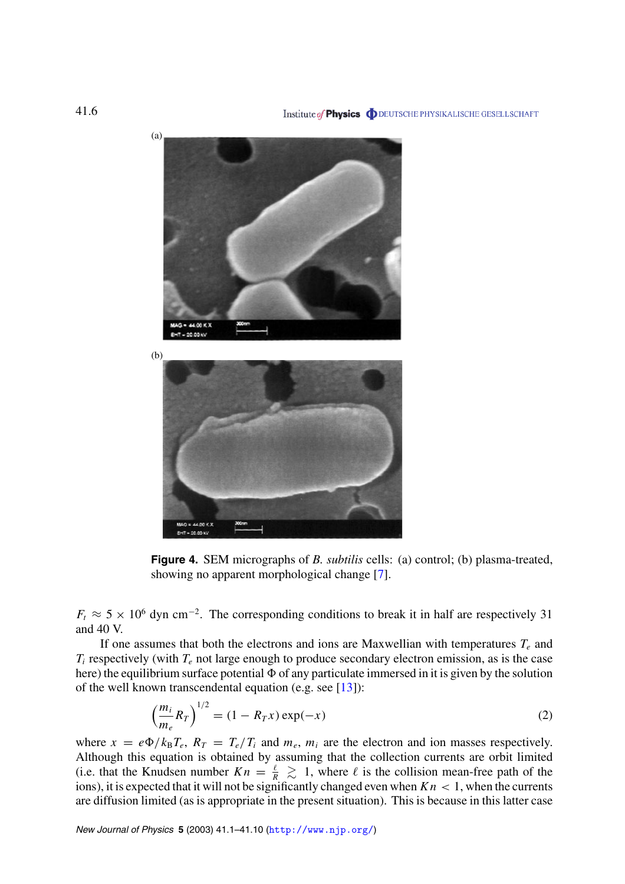(a)

(b)

**Figure 4.** SEM micrographs of *B. subtilis* cells: (a) control; (b) plasma-treated, showing no apparent morphological change [7].

$F_t \approx 5 \times 10^6$ dyn cm$^{-2}$. The corresponding conditions to break it in half are respectively 31 and 40 V.

If one assumes that both the electrons and ions are Maxwellian with temperatures $T_e$ and $T_i$ respectively (with $T_e$ not large enough to produce secondary electron emission, as is the case here) the equilibrium surface potential $\Phi$ of any particulate immersed in it is given by the solution of the well known transcendental equation (e.g. see [13]):

$$\left(\frac{m_i}{m_e} R_T\right)^{1/2} = (1 - R_T x)\exp(-x) \tag{2}$$

where $x = e\Phi/k_B T_e$, $R_T = T_e/T_i$ and $m_e$, $m_i$ are the electron and ion masses respectively. Although this equation is obtained by assuming that the collection currents are orbit limited (i.e. that the Knudsen number $Kn = \frac{\ell}{R} \gtrsim 1$, where $\ell$ is the collision mean-free path of the ions), it is expected that it will not be significantly changed even when $Kn < 1$, when the currents are diffusion limited (as is appropriate in the present situation). This is because in this latter case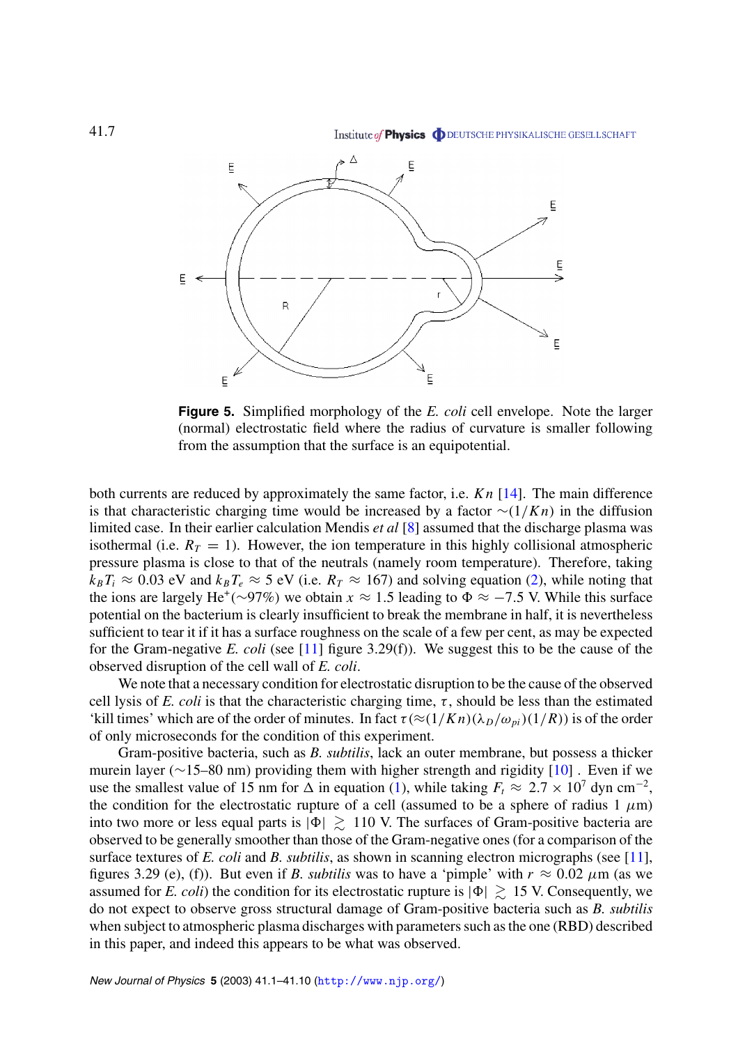**Figure 5.** Simplified morphology of the *E. coli* cell envelope. Note the larger (normal) electrostatic field where the radius of curvature is smaller following from the assumption that the surface is an equipotential.

both currents are reduced by approximately the same factor, i.e. $Kn$ [14]. The main difference is that characteristic charging time would be increased by a factor $\sim(1/Kn)$ in the diffusion limited case. In their earlier calculation Mendis *et al* [8] assumed that the discharge plasma was isothermal (i.e. $R_T = 1$). However, the ion temperature in this highly collisional atmospheric pressure plasma is close to that of the neutrals (namely room temperature). Therefore, taking $k_B T_i \approx 0.03$ eV and $k_B T_e \approx 5$ eV (i.e. $R_T \approx 167$) and solving equation (2), while noting that the ions are largely $He^+$($\sim$97%) we obtain $x \approx 1.5$ leading to $\Phi \approx -7.5$ V. While this surface potential on the bacterium is clearly insufficient to break the membrane in half, it is nevertheless sufficient to tear it if it has a surface roughness on the scale of a few per cent, as may be expected for the Gram-negative *E. coli* (see [11] figure 3.29(f)). We suggest this to be the cause of the observed disruption of the cell wall of *E. coli*.

We note that a necessary condition for electrostatic disruption to be the cause of the observed cell lysis of *E. coli* is that the characteristic charging time, $\tau$, should be less than the estimated 'kill times' which are of the order of minutes. In fact $\tau(\approx(1/Kn)(\lambda_D/\omega_{pi})(1/R))$ is of the order of only microseconds for the condition of this experiment.

Gram-positive bacteria, such as *B. subtilis*, lack an outer membrane, but possess a thicker murein layer ($\sim$15–80 nm) providing them with higher strength and rigidity [10] . Even if we use the smallest value of 15 nm for $\Delta$ in equation (1), while taking $F_t \approx 2.7 \times 10^7$ dyn cm$^{-2}$, the condition for the electrostatic rupture of a cell (assumed to be a sphere of radius 1 $\mu$m) into two more or less equal parts is $|\Phi| \gtrsim 110$ V. The surfaces of Gram-positive bacteria are observed to be generally smoother than those of the Gram-negative ones (for a comparison of the surface textures of *E. coli* and *B. subtilis*, as shown in scanning electron micrographs (see [11], figures 3.29 (e), (f)). But even if *B. subtilis* was to have a 'pimple' with $r \approx 0.02$ $\mu$m (as we assumed for *E. coli*) the condition for its electrostatic rupture is $|\Phi| \gtrsim 15$ V. Consequently, we do not expect to observe gross structural damage of Gram-positive bacteria such as *B. subtilis* when subject to atmospheric plasma discharges with parameters such as the one (RBD) described in this paper, and indeed this appears to be what was observed.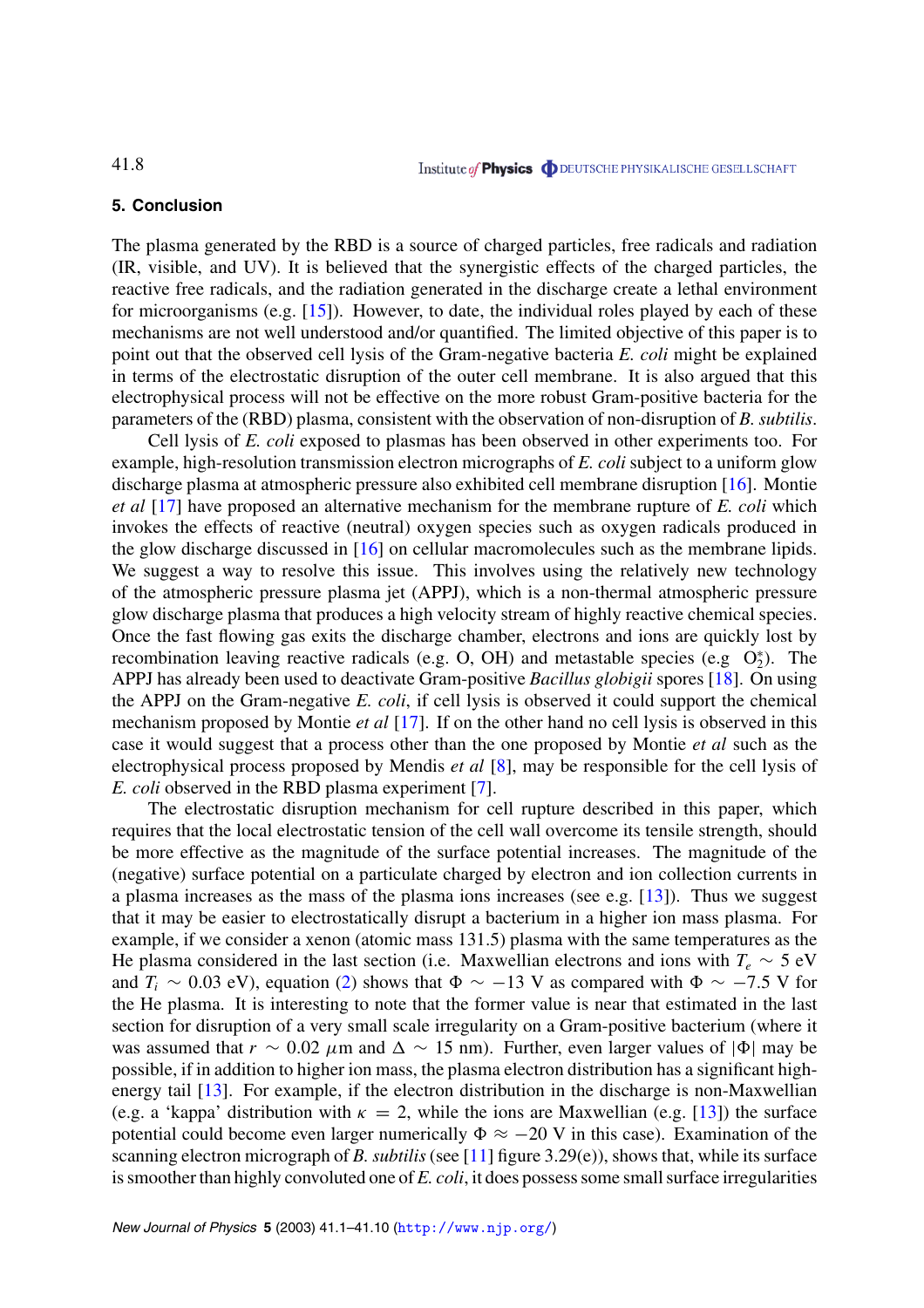## 5. Conclusion

The plasma generated by the RBD is a source of charged particles, free radicals and radiation (IR, visible, and UV). It is believed that the synergistic effects of the charged particles, the reactive free radicals, and the radiation generated in the discharge create a lethal environment for microorganisms (e.g. [15]). However, to date, the individual roles played by each of these mechanisms are not well understood and/or quantified. The limited objective of this paper is to point out that the observed cell lysis of the Gram-negative bacteria *E. coli* might be explained in terms of the electrostatic disruption of the outer cell membrane. It is also argued that this electrophysical process will not be effective on the more robust Gram-positive bacteria for the parameters of the (RBD) plasma, consistent with the observation of non-disruption of *B. subtilis*.

Cell lysis of *E. coli* exposed to plasmas has been observed in other experiments too. For example, high-resolution transmission electron micrographs of *E. coli* subject to a uniform glow discharge plasma at atmospheric pressure also exhibited cell membrane disruption [16]. Montie *et al* [17] have proposed an alternative mechanism for the membrane rupture of *E. coli* which invokes the effects of reactive (neutral) oxygen species such as oxygen radicals produced in the glow discharge discussed in [16] on cellular macromolecules such as the membrane lipids. We suggest a way to resolve this issue. This involves using the relatively new technology of the atmospheric pressure plasma jet (APPJ), which is a non-thermal atmospheric pressure glow discharge plasma that produces a high velocity stream of highly reactive chemical species. Once the fast flowing gas exits the discharge chamber, electrons and ions are quickly lost by recombination leaving reactive radicals (e.g. O, OH) and metastable species (e.g $O_2^*$). The APPJ has already been used to deactivate Gram-positive *Bacillus globigii* spores [18]. On using the APPJ on the Gram-negative *E. coli*, if cell lysis is observed it could support the chemical mechanism proposed by Montie *et al* [17]. If on the other hand no cell lysis is observed in this case it would suggest that a process other than the one proposed by Montie *et al* such as the electrophysical process proposed by Mendis *et al* [8], may be responsible for the cell lysis of *E. coli* observed in the RBD plasma experiment [7].

The electrostatic disruption mechanism for cell rupture described in this paper, which requires that the local electrostatic tension of the cell wall overcome its tensile strength, should be more effective as the magnitude of the surface potential increases. The magnitude of the (negative) surface potential on a particulate charged by electron and ion collection currents in a plasma increases as the mass of the plasma ions increases (see e.g. [13]). Thus we suggest that it may be easier to electrostatically disrupt a bacterium in a higher ion mass plasma. For example, if we consider a xenon (atomic mass 131.5) plasma with the same temperatures as the He plasma considered in the last section (i.e. Maxwellian electrons and ions with $T_e \sim 5$ eV and $T_i \sim 0.03$ eV), equation (2) shows that $\Phi \sim -13$ V as compared with $\Phi \sim -7.5$ V for the He plasma. It is interesting to note that the former value is near that estimated in the last section for disruption of a very small scale irregularity on a Gram-positive bacterium (where it was assumed that $r \sim 0.02$ $\mu$m and $\Delta \sim 15$ nm). Further, even larger values of $|\Phi|$ may be possible, if in addition to higher ion mass, the plasma electron distribution has a significant high-energy tail [13]. For example, if the electron distribution in the discharge is non-Maxwellian (e.g. a 'kappa' distribution with $\kappa = 2$, while the ions are Maxwellian (e.g. [13]) the surface potential could become even larger numerically $\Phi \approx -20$ V in this case). Examination of the scanning electron micrograph of *B. subtilis* (see [11] figure 3.29(e)), shows that, while its surface is smoother than highly convoluted one of *E. coli*, it does possess some small surface irregularities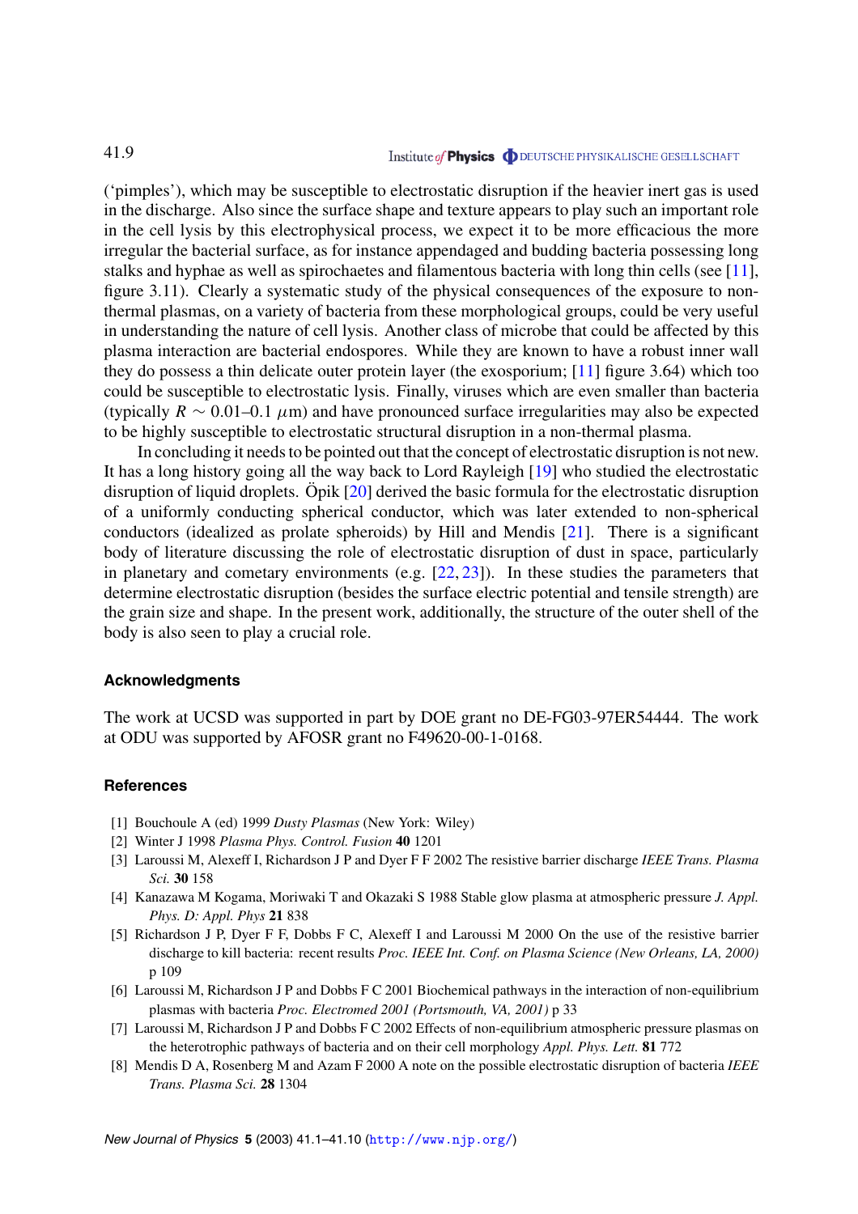('pimples'), which may be susceptible to electrostatic disruption if the heavier inert gas is used in the discharge. Also since the surface shape and texture appears to play such an important role in the cell lysis by this electrophysical process, we expect it to be more efficacious the more irregular the bacterial surface, as for instance appendaged and budding bacteria possessing long stalks and hyphae as well as spirochaetes and filamentous bacteria with long thin cells (see [11], figure 3.11). Clearly a systematic study of the physical consequences of the exposure to non-thermal plasmas, on a variety of bacteria from these morphological groups, could be very useful in understanding the nature of cell lysis. Another class of microbe that could be affected by this plasma interaction are bacterial endospores. While they are known to have a robust inner wall they do possess a thin delicate outer protein layer (the exosporium; [11] figure 3.64) which too could be susceptible to electrostatic lysis. Finally, viruses which are even smaller than bacteria (typically $R \sim 0.01$–$0.1$ $\mu$m) and have pronounced surface irregularities may also be expected to be highly susceptible to electrostatic structural disruption in a non-thermal plasma.

In concluding it needs to be pointed out that the concept of electrostatic disruption is not new. It has a long history going all the way back to Lord Rayleigh [19] who studied the electrostatic disruption of liquid droplets. Öpik [20] derived the basic formula for the electrostatic disruption of a uniformly conducting spherical conductor, which was later extended to non-spherical conductors (idealized as prolate spheroids) by Hill and Mendis [21]. There is a significant body of literature discussing the role of electrostatic disruption of dust in space, particularly in planetary and cometary environments (e.g. [22, 23]). In these studies the parameters that determine electrostatic disruption (besides the surface electric potential and tensile strength) are the grain size and shape. In the present work, additionally, the structure of the outer shell of the body is also seen to play a crucial role.

## Acknowledgments

The work at UCSD was supported in part by DOE grant no DE-FG03-97ER54444. The work at ODU was supported by AFOSR grant no F49620-00-1-0168.

## References

[1] Bouchoule A (ed) 1999 *Dusty Plasmas* (New York: Wiley)

[2] Winter J 1998 *Plasma Phys. Control. Fusion* **40** 1201

[3] Laroussi M, Alexeff I, Richardson J P and Dyer F F 2002 The resistive barrier discharge *IEEE Trans. Plasma Sci.* **30** 158

[4] Kanazawa M Kogama, Moriwaki T and Okazaki S 1988 Stable glow plasma at atmospheric pressure *J. Appl. Phys. D: Appl. Phys* **21** 838

[5] Richardson J P, Dyer F F, Dobbs F C, Alexeff I and Laroussi M 2000 On the use of the resistive barrier discharge to kill bacteria: recent results *Proc. IEEE Int. Conf. on Plasma Science (New Orleans, LA, 2000)* p 109

[6] Laroussi M, Richardson J P and Dobbs F C 2001 Biochemical pathways in the interaction of non-equilibrium plasmas with bacteria *Proc. Electromed 2001 (Portsmouth, VA, 2001)* p 33

[7] Laroussi M, Richardson J P and Dobbs F C 2002 Effects of non-equilibrium atmospheric pressure plasmas on the heterotrophic pathways of bacteria and on their cell morphology *Appl. Phys. Lett.* **81** 772

[8] Mendis D A, Rosenberg M and Azam F 2000 A note on the possible electrostatic disruption of bacteria *IEEE Trans. Plasma Sci.* **28** 1304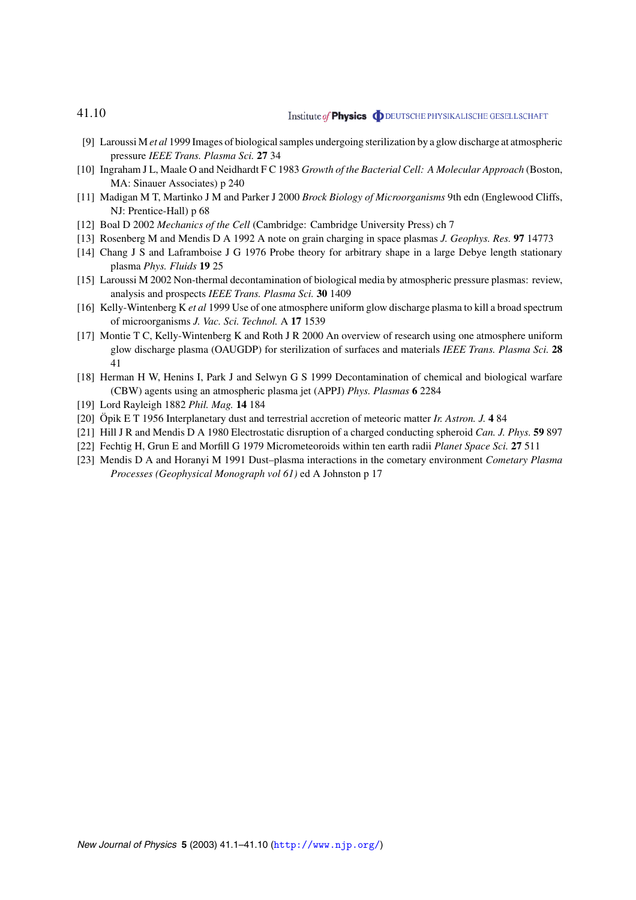[9] Laroussi M *et al* 1999 Images of biological samples undergoing sterilization by a glow discharge at atmospheric pressure *IEEE Trans. Plasma Sci.* **27** 34

[10] Ingraham J L, Maale O and Neidhardt F C 1983 *Growth of the Bacterial Cell: A Molecular Approach* (Boston, MA: Sinauer Associates) p 240

[11] Madigan M T, Martinko J M and Parker J 2000 *Brock Biology of Microorganisms* 9th edn (Englewood Cliffs, NJ: Prentice-Hall) p 68

[12] Boal D 2002 *Mechanics of the Cell* (Cambridge: Cambridge University Press) ch 7

[13] Rosenberg M and Mendis D A 1992 A note on grain charging in space plasmas *J. Geophys. Res.* **97** 14773

[14] Chang J S and Laframboise J G 1976 Probe theory for arbitrary shape in a large Debye length stationary plasma *Phys. Fluids* **19** 25

[15] Laroussi M 2002 Non-thermal decontamination of biological media by atmospheric pressure plasmas: review, analysis and prospects *IEEE Trans. Plasma Sci.* **30** 1409

[16] Kelly-Wintenberg K *et al* 1999 Use of one atmosphere uniform glow discharge plasma to kill a broad spectrum of microorganisms *J. Vac. Sci. Technol.* A **17** 1539

[17] Montie T C, Kelly-Wintenberg K and Roth J R 2000 An overview of research using one atmosphere uniform glow discharge plasma (OAUGDP) for sterilization of surfaces and materials *IEEE Trans. Plasma Sci.* **28** 41

[18] Herman H W, Henins I, Park J and Selwyn G S 1999 Decontamination of chemical and biological warfare (CBW) agents using an atmospheric plasma jet (APPJ) *Phys. Plasmas* **6** 2284

[19] Lord Rayleigh 1882 *Phil. Mag.* **14** 184

[20] Öpik E T 1956 Interplanetary dust and terrestrial accretion of meteoric matter *Ir. Astron. J.* **4** 84

[21] Hill J R and Mendis D A 1980 Electrostatic disruption of a charged conducting spheroid *Can. J. Phys.* **59** 897

[22] Fechtig H, Grun E and Morfill G 1979 Micrometeoroids within ten earth radii *Planet Space Sci.* **27** 511

[23] Mendis D A and Horanyi M 1991 Dust–plasma interactions in the cometary environment *Cometary Plasma Processes (Geophysical Monograph vol 61)* ed A Johnston p 17